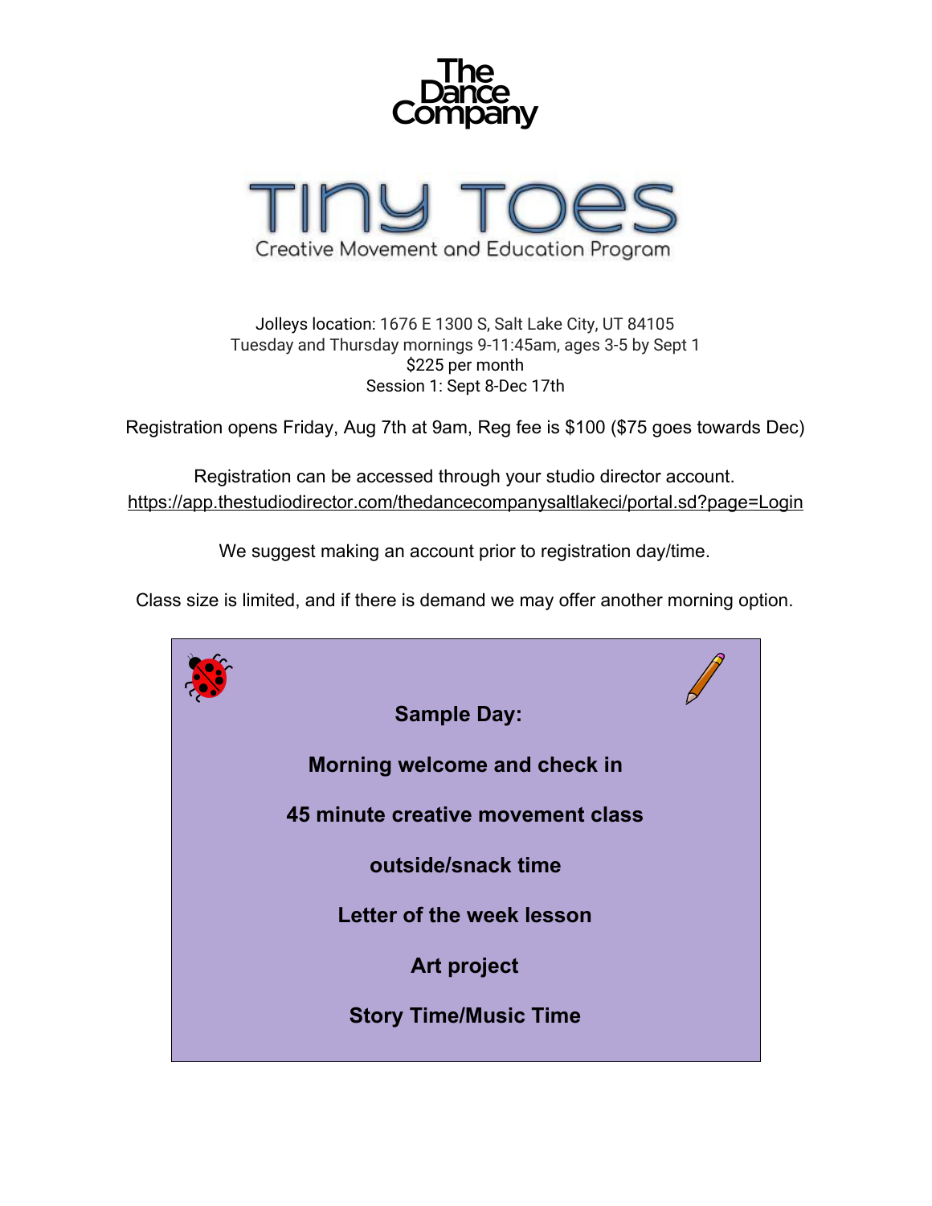# The Dance Company

# Tiny Toes

Creative Movement and Education Program

Jolleys location: 1676 E 1300 S, Salt Lake City, UT 84105
Tuesday and Thursday mornings 9-11:45am, ages 3-5 by Sept 1
$225 per month
Session 1: Sept 8-Dec 17th

Registration opens Friday, Aug 7th at 9am, Reg fee is $100 ($75 goes towards Dec)

Registration can be accessed through your studio director account.
https://app.thestudiodirector.com/thedancecompanysaltlakeci/portal.sd?page=Login

We suggest making an account prior to registration day/time.

Class size is limited, and if there is demand we may offer another morning option.

**Sample Day:**

**Morning welcome and check in**

**45 minute creative movement class**

**outside/snack time**

**Letter of the week lesson**

**Art project**

**Story Time/Music Time**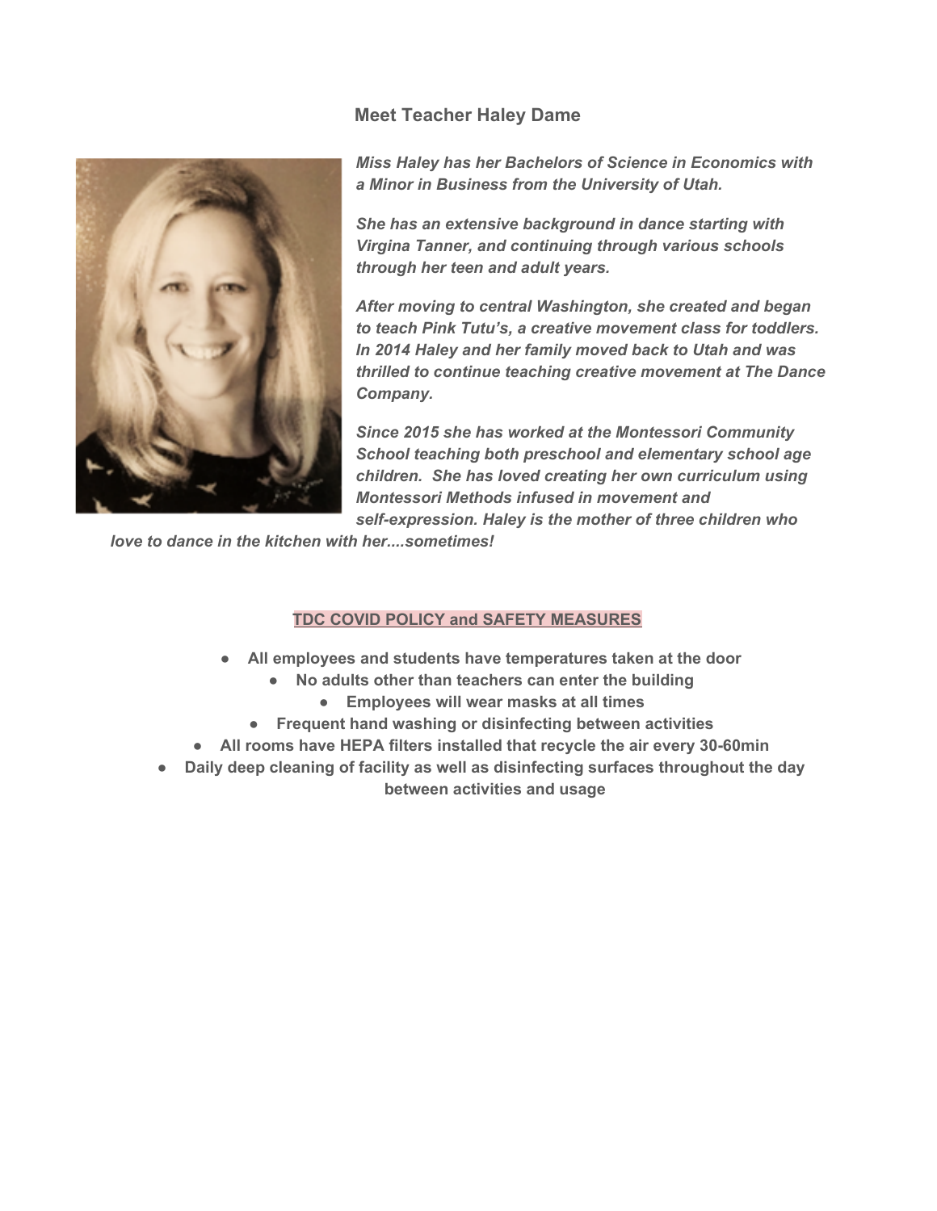## Meet Teacher Haley Dame

***Miss Haley has her Bachelors of Science in Economics with a Minor in Business from the University of Utah.***

***She has an extensive background in dance starting with Virgina Tanner, and continuing through various schools through her teen and adult years.***

***After moving to central Washington, she created and began to teach Pink Tutu's, a creative movement class for toddlers. In 2014 Haley and her family moved back to Utah and was thrilled to continue teaching creative movement at The Dance Company.***

***Since 2015 she has worked at the Montessori Community School teaching both preschool and elementary school age children. She has loved creating her own curriculum using Montessori Methods infused in movement and self-expression. Haley is the mother of three children who love to dance in the kitchen with her....sometimes!***

**TDC COVID POLICY and SAFETY MEASURES**

- **All employees and students have temperatures taken at the door**
- **No adults other than teachers can enter the building**
- **Employees will wear masks at all times**
- **Frequent hand washing or disinfecting between activities**
- **All rooms have HEPA filters installed that recycle the air every 30-60min**
- **Daily deep cleaning of facility as well as disinfecting surfaces throughout the day between activities and usage**